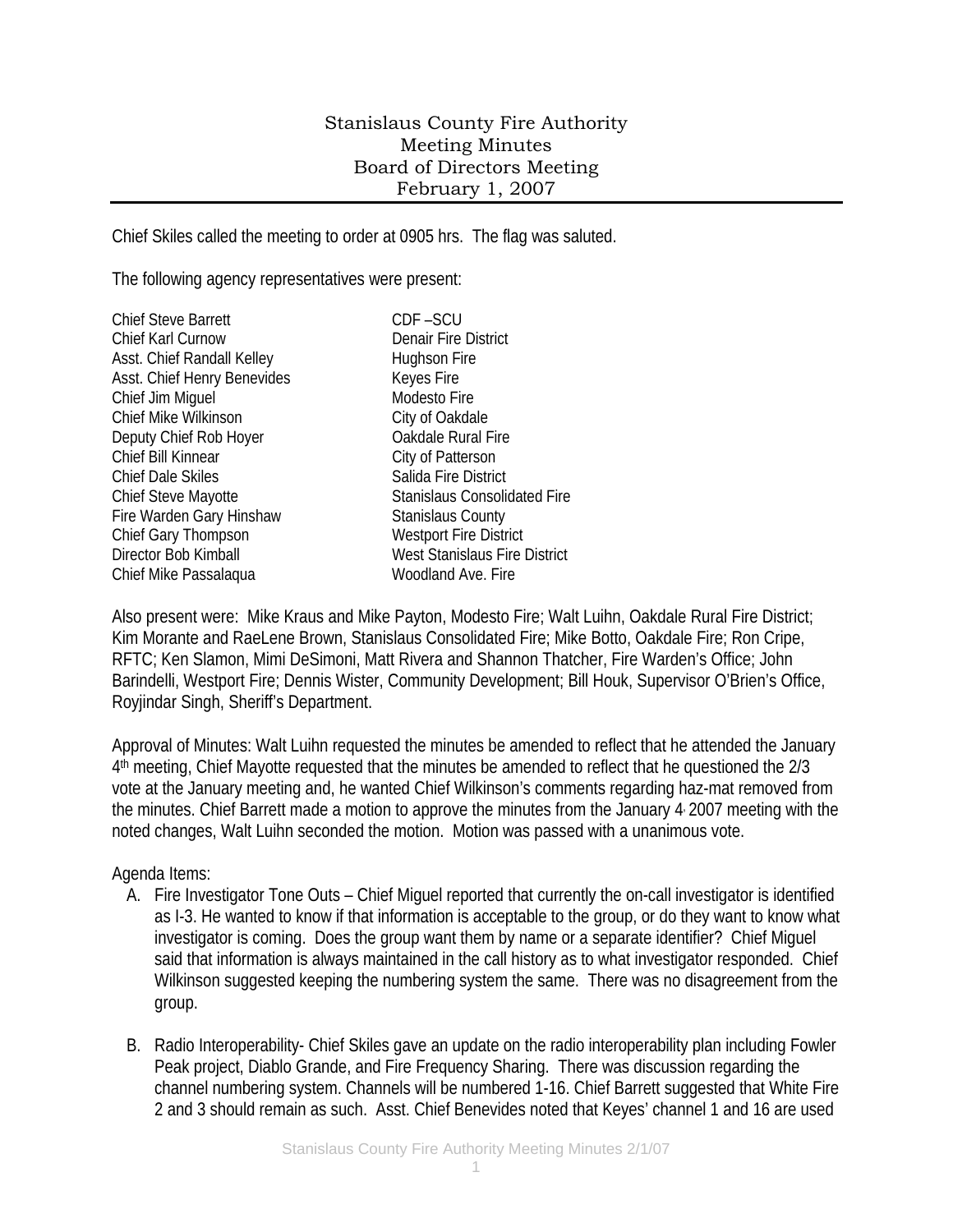# Stanislaus County Fire Authority
## Meeting Minutes
## Board of Directors Meeting
## February 1, 2007

Chief Skiles called the meeting to order at 0905 hrs. The flag was saluted.

The following agency representatives were present:

| | |
|---|---|
| Chief Steve Barrett | CDF –SCU |
| Chief Karl Curnow | Denair Fire District |
| Asst. Chief Randall Kelley | Hughson Fire |
| Asst. Chief Henry Benevides | Keyes Fire |
| Chief Jim Miguel | Modesto Fire |
| Chief Mike Wilkinson | City of Oakdale |
| Deputy Chief Rob Hoyer | Oakdale Rural Fire |
| Chief Bill Kinnear | City of Patterson |
| Chief Dale Skiles | Salida Fire District |
| Chief Steve Mayotte | Stanislaus Consolidated Fire |
| Fire Warden Gary Hinshaw | Stanislaus County |
| Chief Gary Thompson | Westport Fire District |
| Director Bob Kimball | West Stanislaus Fire District |
| Chief Mike Passalaqua | Woodland Ave. Fire |

Also present were: Mike Kraus and Mike Payton, Modesto Fire; Walt Luihn, Oakdale Rural Fire District; Kim Morante and RaeLene Brown, Stanislaus Consolidated Fire; Mike Botto, Oakdale Fire; Ron Cripe, RFTC; Ken Slamon, Mimi DeSimoni, Matt Rivera and Shannon Thatcher, Fire Warden's Office; John Barindelli, Westport Fire; Dennis Wister, Community Development; Bill Houk, Supervisor O'Brien's Office, Royjindar Singh, Sheriff's Department.

Approval of Minutes: Walt Luihn requested the minutes be amended to reflect that he attended the January 4th meeting, Chief Mayotte requested that the minutes be amended to reflect that he questioned the 2/3 vote at the January meeting and, he wanted Chief Wilkinson's comments regarding haz-mat removed from the minutes. Chief Barrett made a motion to approve the minutes from the January 4, 2007 meeting with the noted changes, Walt Luihn seconded the motion. Motion was passed with a unanimous vote.

Agenda Items:

A. Fire Investigator Tone Outs – Chief Miguel reported that currently the on-call investigator is identified as I-3. He wanted to know if that information is acceptable to the group, or do they want to know what investigator is coming. Does the group want them by name or a separate identifier? Chief Miguel said that information is always maintained in the call history as to what investigator responded. Chief Wilkinson suggested keeping the numbering system the same. There was no disagreement from the group.

B. Radio Interoperability- Chief Skiles gave an update on the radio interoperability plan including Fowler Peak project, Diablo Grande, and Fire Frequency Sharing. There was discussion regarding the channel numbering system. Channels will be numbered 1-16. Chief Barrett suggested that White Fire 2 and 3 should remain as such. Asst. Chief Benevides noted that Keyes' channel 1 and 16 are used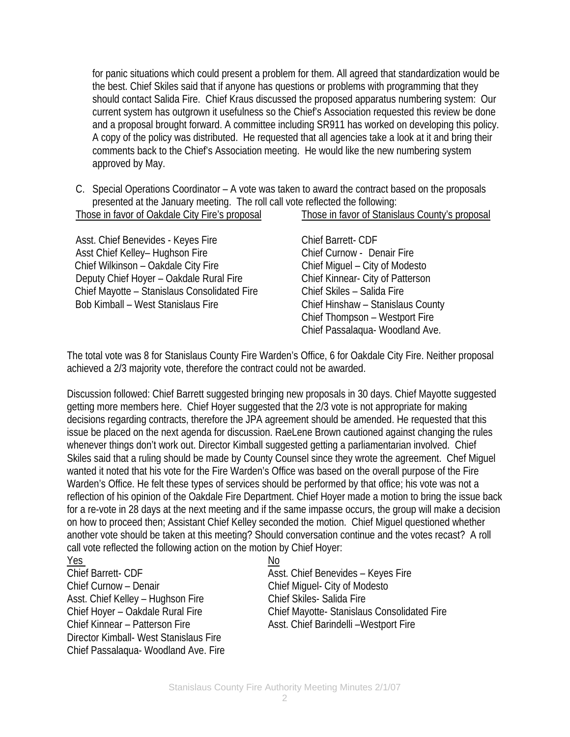for panic situations which could present a problem for them. All agreed that standardization would be the best. Chief Skiles said that if anyone has questions or problems with programming that they should contact Salida Fire. Chief Kraus discussed the proposed apparatus numbering system: Our current system has outgrown it usefulness so the Chief's Association requested this review be done and a proposal brought forward. A committee including SR911 has worked on developing this policy. A copy of the policy was distributed. He requested that all agencies take a look at it and bring their comments back to the Chief's Association meeting. He would like the new numbering system approved by May.

C. Special Operations Coordinator – A vote was taken to award the contract based on the proposals presented at the January meeting. The roll call vote reflected the following:

| Those in favor of Oakdale City Fire's proposal | Those in favor of Stanislaus County's proposal |
|---|---|
| Asst. Chief Benevides - Keyes Fire | Chief Barrett- CDF |
| Asst Chief Kelley– Hughson Fire | Chief Curnow - Denair Fire |
| Chief Wilkinson – Oakdale City Fire | Chief Miguel – City of Modesto |
| Deputy Chief Hoyer – Oakdale Rural Fire | Chief Kinnear- City of Patterson |
| Chief Mayotte – Stanislaus Consolidated Fire | Chief Skiles – Salida Fire |
| Bob Kimball – West Stanislaus Fire | Chief Hinshaw – Stanislaus County |
| | Chief Thompson – Westport Fire |
| | Chief Passalaqua- Woodland Ave. |

The total vote was 8 for Stanislaus County Fire Warden's Office, 6 for Oakdale City Fire. Neither proposal achieved a 2/3 majority vote, therefore the contract could not be awarded.

Discussion followed: Chief Barrett suggested bringing new proposals in 30 days. Chief Mayotte suggested getting more members here. Chief Hoyer suggested that the 2/3 vote is not appropriate for making decisions regarding contracts, therefore the JPA agreement should be amended. He requested that this issue be placed on the next agenda for discussion. RaeLene Brown cautioned against changing the rules whenever things don't work out. Director Kimball suggested getting a parliamentarian involved. Chief Skiles said that a ruling should be made by County Counsel since they wrote the agreement. Chef Miguel wanted it noted that his vote for the Fire Warden's Office was based on the overall purpose of the Fire Warden's Office. He felt these types of services should be performed by that office; his vote was not a reflection of his opinion of the Oakdale Fire Department. Chief Hoyer made a motion to bring the issue back for a re-vote in 28 days at the next meeting and if the same impasse occurs, the group will make a decision on how to proceed then; Assistant Chief Kelley seconded the motion. Chief Miguel questioned whether another vote should be taken at this meeting? Should conversation continue and the votes recast? A roll call vote reflected the following action on the motion by Chief Hoyer:

| Yes | No |
|---|---|
| Chief Barrett- CDF | Asst. Chief Benevides – Keyes Fire |
| Chief Curnow – Denair | Chief Miguel- City of Modesto |
| Asst. Chief Kelley – Hughson Fire | Chief Skiles- Salida Fire |
| Chief Hoyer – Oakdale Rural Fire | Chief Mayotte- Stanislaus Consolidated Fire |
| Chief Kinnear – Patterson Fire | Asst. Chief Barindelli –Westport Fire |
| Director Kimball- West Stanislaus Fire | |
| Chief Passalaqua- Woodland Ave. Fire | |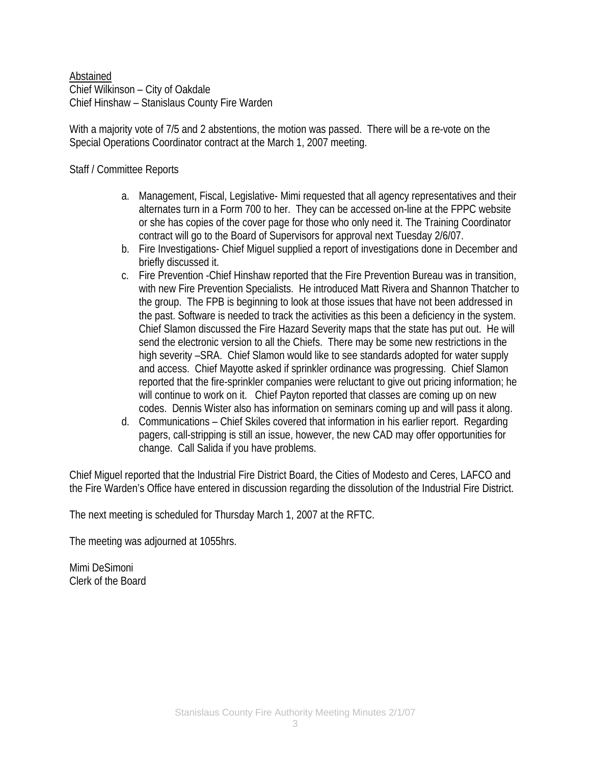Abstained
Chief Wilkinson – City of Oakdale
Chief Hinshaw – Stanislaus County Fire Warden

With a majority vote of 7/5 and 2 abstentions, the motion was passed. There will be a re-vote on the Special Operations Coordinator contract at the March 1, 2007 meeting.

Staff / Committee Reports

a. Management, Fiscal, Legislative- Mimi requested that all agency representatives and their alternates turn in a Form 700 to her. They can be accessed on-line at the FPPC website or she has copies of the cover page for those who only need it. The Training Coordinator contract will go to the Board of Supervisors for approval next Tuesday 2/6/07.
b. Fire Investigations- Chief Miguel supplied a report of investigations done in December and briefly discussed it.
c. Fire Prevention -Chief Hinshaw reported that the Fire Prevention Bureau was in transition, with new Fire Prevention Specialists. He introduced Matt Rivera and Shannon Thatcher to the group. The FPB is beginning to look at those issues that have not been addressed in the past. Software is needed to track the activities as this been a deficiency in the system. Chief Slamon discussed the Fire Hazard Severity maps that the state has put out. He will send the electronic version to all the Chiefs. There may be some new restrictions in the high severity –SRA. Chief Slamon would like to see standards adopted for water supply and access. Chief Mayotte asked if sprinkler ordinance was progressing. Chief Slamon reported that the fire-sprinkler companies were reluctant to give out pricing information; he will continue to work on it. Chief Payton reported that classes are coming up on new codes. Dennis Wister also has information on seminars coming up and will pass it along.
d. Communications – Chief Skiles covered that information in his earlier report. Regarding pagers, call-stripping is still an issue, however, the new CAD may offer opportunities for change. Call Salida if you have problems.

Chief Miguel reported that the Industrial Fire District Board, the Cities of Modesto and Ceres, LAFCO and the Fire Warden's Office have entered in discussion regarding the dissolution of the Industrial Fire District.

The next meeting is scheduled for Thursday March 1, 2007 at the RFTC.

The meeting was adjourned at 1055hrs.

Mimi DeSimoni
Clerk of the Board